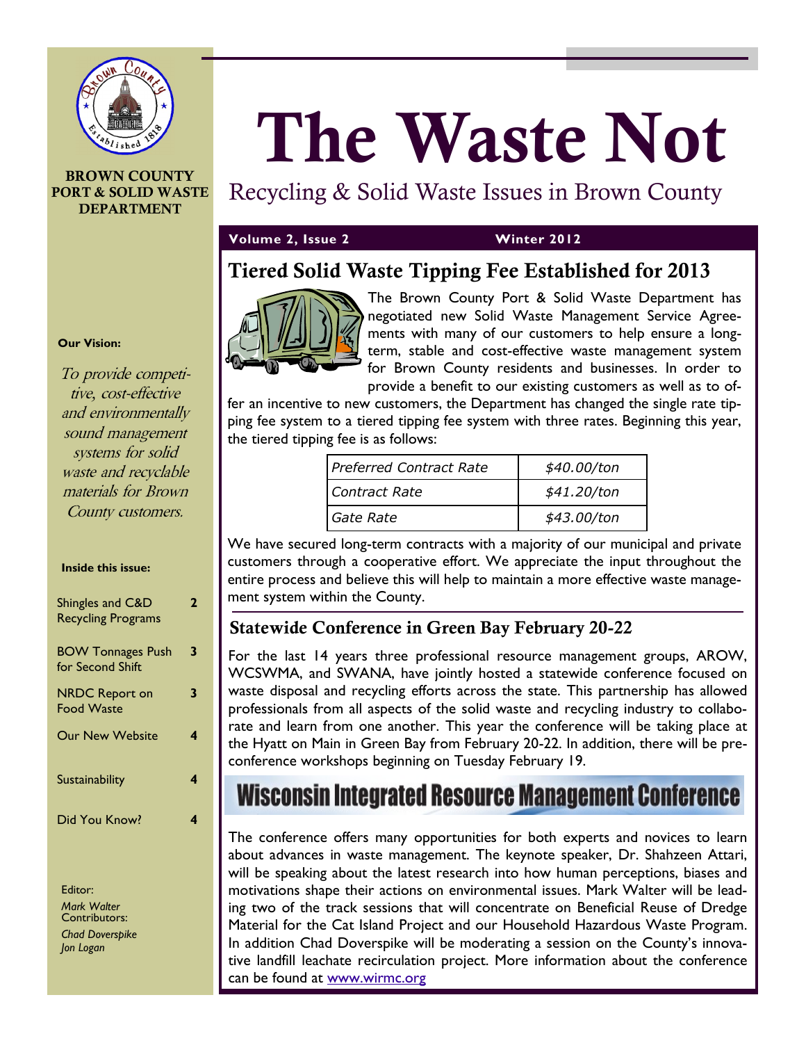BROWN COUNTY PORT & SOLID WASTE DEPARTMENT

# The Waste Not

Recycling & Solid Waste Issues in Brown County

**Volume 2, Issue 2** **Winter 2012**

**Our Vision:**

*To provide competitive, cost-effective and environmentally sound management systems for solid waste and recyclable materials for Brown County customers.*

**Inside this issue:**

| | |
|---|---|
| Shingles and C&D Recycling Programs | 2 |
| BOW Tonnages Push for Second Shift | 3 |
| NRDC Report on Food Waste | 3 |
| Our New Website | 4 |
| Sustainability | 4 |
| Did You Know? | 4 |

Editor:
*Mark Walter*
Contributors:
*Chad Doverspike*
*Jon Logan*

## Tiered Solid Waste Tipping Fee Established for 2013

The Brown County Port & Solid Waste Department has negotiated new Solid Waste Management Service Agreements with many of our customers to help ensure a long-term, stable and cost-effective waste management system for Brown County residents and businesses. In order to provide a benefit to our existing customers as well as to offer an incentive to new customers, the Department has changed the single rate tipping fee system to a tiered tipping fee system with three rates. Beginning this year, the tiered tipping fee is as follows:

| | |
|---|---|
| *Preferred Contract Rate* | *$40.00/ton* |
| *Contract Rate* | *$41.20/ton* |
| *Gate Rate* | *$43.00/ton* |

We have secured long-term contracts with a majority of our municipal and private customers through a cooperative effort. We appreciate the input throughout the entire process and believe this will help to maintain a more effective waste management system within the County.

## Statewide Conference in Green Bay February 20-22

For the last 14 years three professional resource management groups, AROW, WCSWMA, and SWANA, have jointly hosted a statewide conference focused on waste disposal and recycling efforts across the state. This partnership has allowed professionals from all aspects of the solid waste and recycling industry to collaborate and learn from one another. This year the conference will be taking place at the Hyatt on Main in Green Bay from February 20-22. In addition, there will be pre-conference workshops beginning on Tuesday February 19.

**Wisconsin Integrated Resource Management Conference**

The conference offers many opportunities for both experts and novices to learn about advances in waste management. The keynote speaker, Dr. Shahzeen Attari, will be speaking about the latest research into how human perceptions, biases and motivations shape their actions on environmental issues. Mark Walter will be leading two of the track sessions that will concentrate on Beneficial Reuse of Dredge Material for the Cat Island Project and our Household Hazardous Waste Program. In addition Chad Doverspike will be moderating a session on the County's innovative landfill leachate recirculation project. More information about the conference can be found at www.wirmc.org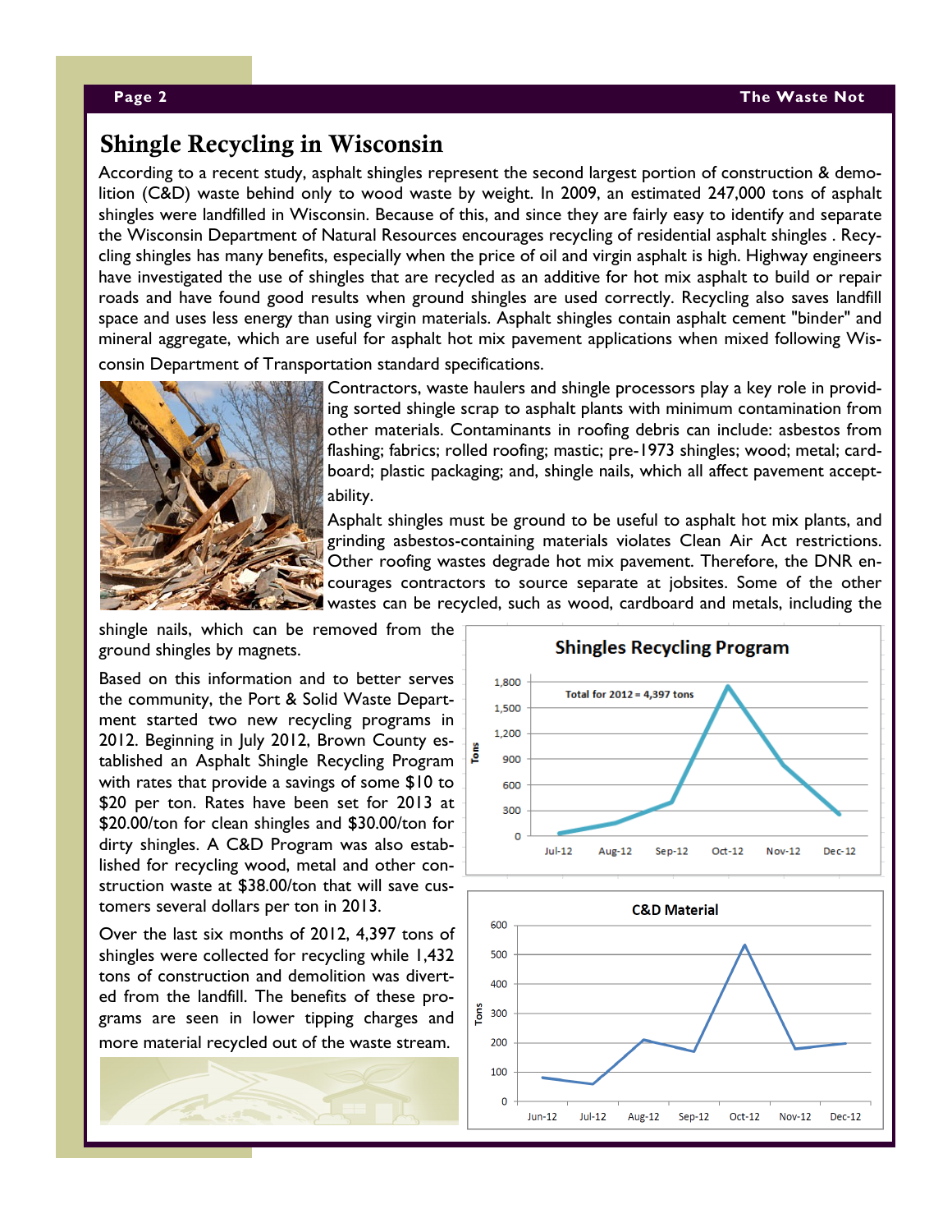# Shingle Recycling in Wisconsin

According to a recent study, asphalt shingles represent the second largest portion of construction & demolition (C&D) waste behind only to wood waste by weight. In 2009, an estimated 247,000 tons of asphalt shingles were landfilled in Wisconsin. Because of this, and since they are fairly easy to identify and separate the Wisconsin Department of Natural Resources encourages recycling of residential asphalt shingles . Recycling shingles has many benefits, especially when the price of oil and virgin asphalt is high. Highway engineers have investigated the use of shingles that are recycled as an additive for hot mix asphalt to build or repair roads and have found good results when ground shingles are used correctly. Recycling also saves landfill space and uses less energy than using virgin materials. Asphalt shingles contain asphalt cement "binder" and mineral aggregate, which are useful for asphalt hot mix pavement applications when mixed following Wisconsin Department of Transportation standard specifications.

Contractors, waste haulers and shingle processors play a key role in providing sorted shingle scrap to asphalt plants with minimum contamination from other materials. Contaminants in roofing debris can include: asbestos from flashing; fabrics; rolled roofing; mastic; pre-1973 shingles; wood; metal; cardboard; plastic packaging; and, shingle nails, which all affect pavement acceptability.

Asphalt shingles must be ground to be useful to asphalt hot mix plants, and grinding asbestos-containing materials violates Clean Air Act restrictions. Other roofing wastes degrade hot mix pavement. Therefore, the DNR encourages contractors to source separate at jobsites. Some of the other wastes can be recycled, such as wood, cardboard and metals, including the shingle nails, which can be removed from the ground shingles by magnets.

Based on this information and to better serves the community, the Port & Solid Waste Department started two new recycling programs in 2012. Beginning in July 2012, Brown County established an Asphalt Shingle Recycling Program with rates that provide a savings of some $10 to $20 per ton. Rates have been set for 2013 at $20.00/ton for clean shingles and $30.00/ton for dirty shingles. A C&D Program was also established for recycling wood, metal and other construction waste at $38.00/ton that will save customers several dollars per ton in 2013.

Over the last six months of 2012, 4,397 tons of shingles were collected for recycling while 1,432 tons of construction and demolition was diverted from the landfill. The benefits of these programs are seen in lower tipping charges and more material recycled out of the waste stream.

**Shingles Recycling Program**

Total for 2012 = 4,397 tons

**C&D Material**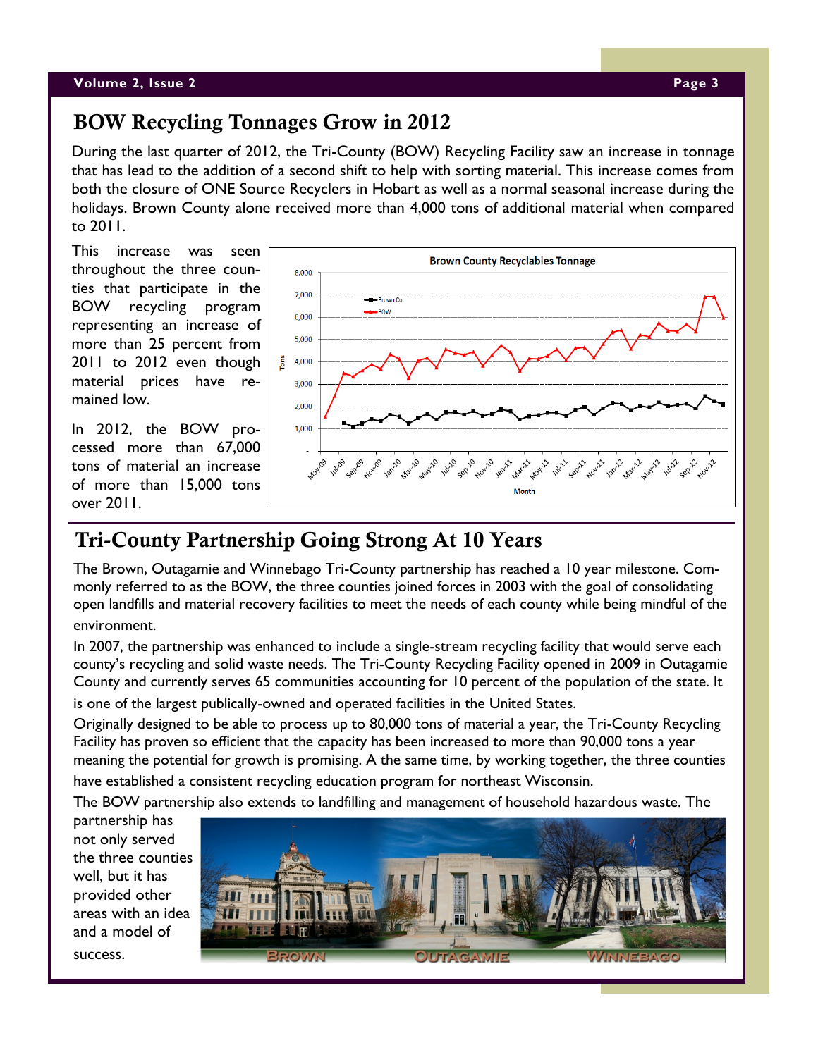## BOW Recycling Tonnages Grow in 2012

During the last quarter of 2012, the Tri-County (BOW) Recycling Facility saw an increase in tonnage that has lead to the addition of a second shift to help with sorting material. This increase comes from both the closure of ONE Source Recyclers in Hobart as well as a normal seasonal increase during the holidays. Brown County alone received more than 4,000 tons of additional material when compared to 2011.

This increase was seen throughout the three counties that participate in the BOW recycling program representing an increase of more than 25 percent from 2011 to 2012 even though material prices have remained low.

In 2012, the BOW processed more than 67,000 tons of material an increase of more than 15,000 tons over 2011.

## Tri-County Partnership Going Strong At 10 Years

The Brown, Outagamie and Winnebago Tri-County partnership has reached a 10 year milestone. Commonly referred to as the BOW, the three counties joined forces in 2003 with the goal of consolidating open landfills and material recovery facilities to meet the needs of each county while being mindful of the environment.

In 2007, the partnership was enhanced to include a single-stream recycling facility that would serve each county's recycling and solid waste needs. The Tri-County Recycling Facility opened in 2009 in Outagamie County and currently serves 65 communities accounting for 10 percent of the population of the state. It is one of the largest publically-owned and operated facilities in the United States.

Originally designed to be able to process up to 80,000 tons of material a year, the Tri-County Recycling Facility has proven so efficient that the capacity has been increased to more than 90,000 tons a year meaning the potential for growth is promising. A the same time, by working together, the three counties have established a consistent recycling education program for northeast Wisconsin.

The BOW partnership also extends to landfilling and management of household hazardous waste. The partnership has not only served the three counties well, but it has provided other areas with an idea and a model of success.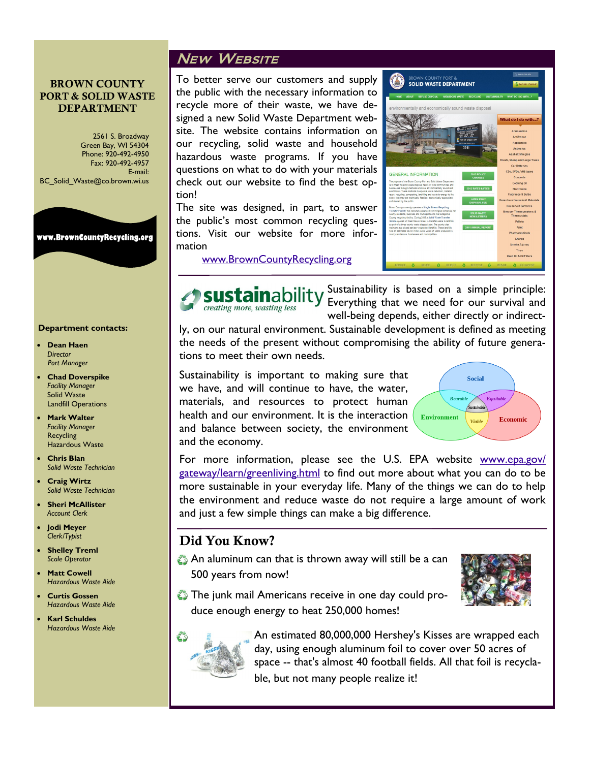**BROWN COUNTY PORT & SOLID WASTE DEPARTMENT**

2561 S. Broadway
Green Bay, WI 54304
Phone: 920-492-4950
Fax: 920-492-4957
E-mail:
BC_Solid_Waste@co.brown.wi.us

**www.BrownCountyRecycling.org**

**Department contacts:**

- **Dean Haen**
  *Director*
  *Port Manager*
- **Chad Doverspike**
  *Facility Manager*
  Solid Waste
  Landfill Operations
- **Mark Walter**
  *Facility Manager*
  Recycling
  Hazardous Waste
- **Chris Blan**
  *Solid Waste Technician*
- **Craig Wirtz**
  *Solid Waste Technician*
- **Sheri McAllister**
  *Account Clerk*
- **Jodi Meyer**
  *Clerk/Typist*
- **Shelley Treml**
  *Scale Operator*
- **Matt Cowell**
  *Hazardous Waste Aide*
- **Curtis Gossen**
  *Hazardous Waste Aide*
- **Karl Schuldes**
  *Hazardous Waste Aide*

## New Website

To better serve our customers and supply the public with the necessary information to recycle more of their waste, we have designed a new Solid Waste Department website. The website contains information on our recycling, solid waste and household hazardous waste programs. If you have questions on what to do with your materials check out our website to find the best option!

The site was designed, in part, to answer the public's most common recycling questions. Visit our website for more information

www.BrownCountyRecycling.org

## sustainability
*creating more, wasting less*

Sustainability is based on a simple principle: Everything that we need for our survival and well-being depends, either directly or indirectly, on our natural environment. Sustainable development is defined as meeting the needs of the present without compromising the ability of future generations to meet their own needs.

Sustainability is important to making sure that we have, and will continue to have, the water, materials, and resources to protect human health and our environment. It is the interaction and balance between society, the environment and the economy.

Social
Bearable
Equitable
Sustainable
Environment
Viable
Economic

For more information, please see the U.S. EPA website www.epa.gov/gateway/learn/greenliving.html to find out more about what you can do to be more sustainable in your everyday life. Many of the things we can do to help the environment and reduce waste do not require a large amount of work and just a few simple things can make a big difference.

## Did You Know?

- An aluminum can that is thrown away will still be a can 500 years from now!
- The junk mail Americans receive in one day could produce enough energy to heat 250,000 homes!
- An estimated 80,000,000 Hershey's Kisses are wrapped each day, using enough aluminum foil to cover over 50 acres of space -- that's almost 40 football fields. All that foil is recyclable, but not many people realize it!